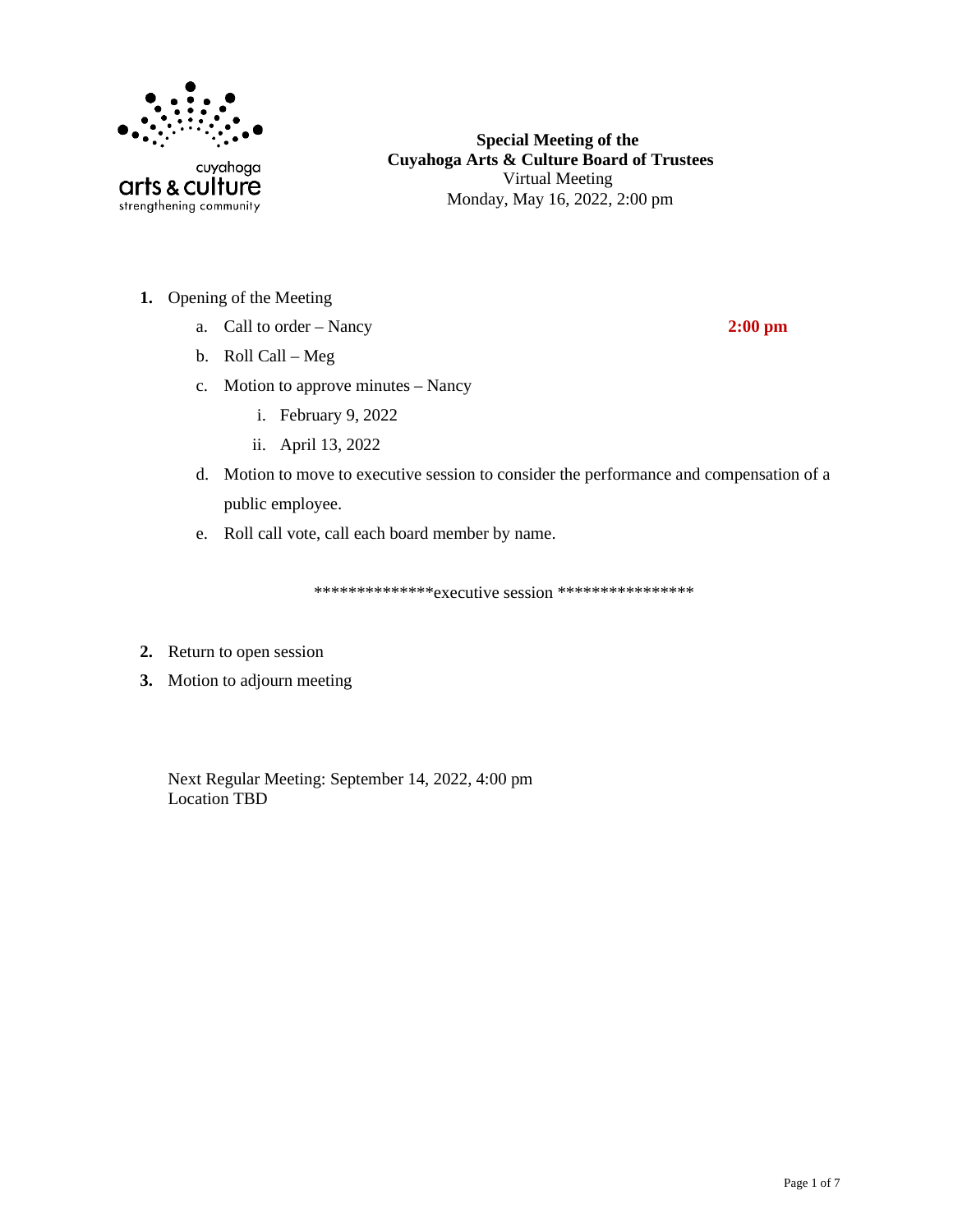cuyahoga
arts & culture
strengthening community

**Special Meeting of the**
**Cuyahoga Arts & Culture Board of Trustees**
Virtual Meeting
Monday, May 16, 2022, 2:00 pm

1. Opening of the Meeting
   a. Call to order – Nancy **2:00 pm**
   b. Roll Call – Meg
   c. Motion to approve minutes – Nancy
      i. February 9, 2022
      ii. April 13, 2022
   d. Motion to move to executive session to consider the performance and compensation of a public employee.
   e. Roll call vote, call each board member by name.

**************executive session ****************

2. Return to open session
3. Motion to adjourn meeting

Next Regular Meeting: September 14, 2022, 4:00 pm
Location TBD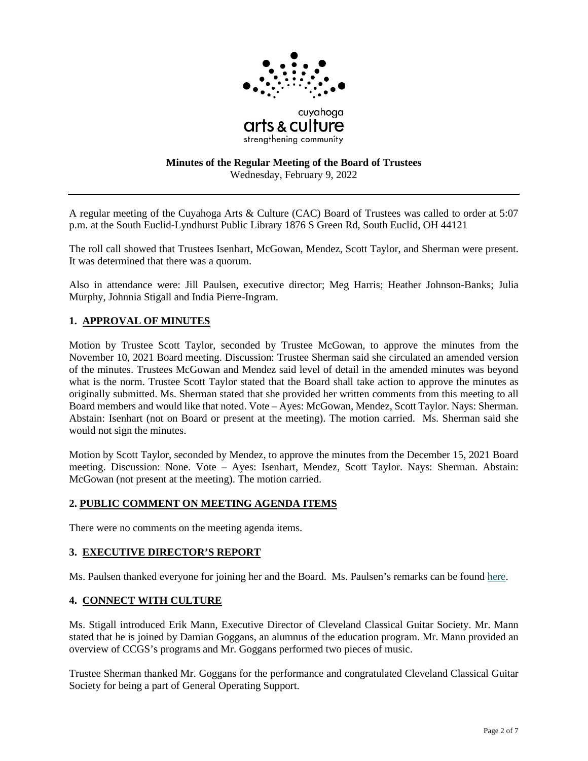cuyahoga
arts & culture
strengthening community

**Minutes of the Regular Meeting of the Board of Trustees**
Wednesday, February 9, 2022

---

A regular meeting of the Cuyahoga Arts & Culture (CAC) Board of Trustees was called to order at 5:07 p.m. at the South Euclid-Lyndhurst Public Library 1876 S Green Rd, South Euclid, OH 44121

The roll call showed that Trustees Isenhart, McGowan, Mendez, Scott Taylor, and Sherman were present. It was determined that there was a quorum.

Also in attendance were: Jill Paulsen, executive director; Meg Harris; Heather Johnson-Banks; Julia Murphy, Johnnia Stigall and India Pierre-Ingram.

## 1. APPROVAL OF MINUTES

Motion by Trustee Scott Taylor, seconded by Trustee McGowan, to approve the minutes from the November 10, 2021 Board meeting. Discussion: Trustee Sherman said she circulated an amended version of the minutes. Trustees McGowan and Mendez said level of detail in the amended minutes was beyond what is the norm. Trustee Scott Taylor stated that the Board shall take action to approve the minutes as originally submitted. Ms. Sherman stated that she provided her written comments from this meeting to all Board members and would like that noted. Vote – Ayes: McGowan, Mendez, Scott Taylor. Nays: Sherman. Abstain: Isenhart (not on Board or present at the meeting). The motion carried. Ms. Sherman said she would not sign the minutes.

Motion by Scott Taylor, seconded by Mendez, to approve the minutes from the December 15, 2021 Board meeting. Discussion: None. Vote – Ayes: Isenhart, Mendez, Scott Taylor. Nays: Sherman. Abstain: McGowan (not present at the meeting). The motion carried.

## 2. PUBLIC COMMENT ON MEETING AGENDA ITEMS

There were no comments on the meeting agenda items.

## 3. EXECUTIVE DIRECTOR'S REPORT

Ms. Paulsen thanked everyone for joining her and the Board. Ms. Paulsen's remarks can be found here.

## 4. CONNECT WITH CULTURE

Ms. Stigall introduced Erik Mann, Executive Director of Cleveland Classical Guitar Society. Mr. Mann stated that he is joined by Damian Goggans, an alumnus of the education program. Mr. Mann provided an overview of CCGS's programs and Mr. Goggans performed two pieces of music.

Trustee Sherman thanked Mr. Goggans for the performance and congratulated Cleveland Classical Guitar Society for being a part of General Operating Support.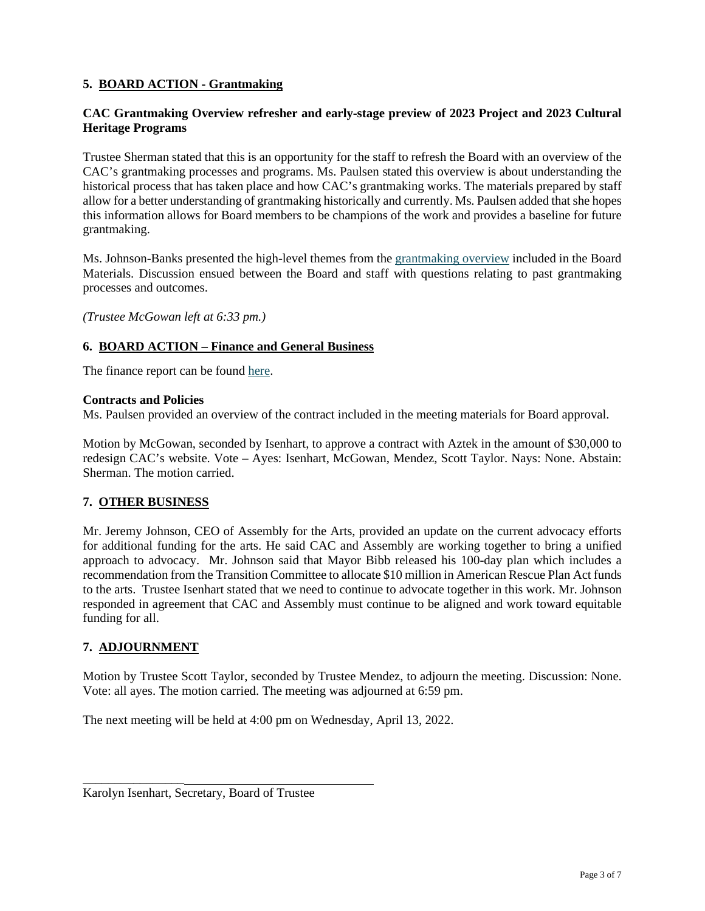## 5. BOARD ACTION - Grantmaking

### CAC Grantmaking Overview refresher and early-stage preview of 2023 Project and 2023 Cultural Heritage Programs

Trustee Sherman stated that this is an opportunity for the staff to refresh the Board with an overview of the CAC's grantmaking processes and programs. Ms. Paulsen stated this overview is about understanding the historical process that has taken place and how CAC's grantmaking works. The materials prepared by staff allow for a better understanding of grantmaking historically and currently. Ms. Paulsen added that she hopes this information allows for Board members to be champions of the work and provides a baseline for future grantmaking.

Ms. Johnson-Banks presented the high-level themes from the grantmaking overview included in the Board Materials. Discussion ensued between the Board and staff with questions relating to past grantmaking processes and outcomes.

*(Trustee McGowan left at 6:33 pm.)*

## 6. BOARD ACTION – Finance and General Business

The finance report can be found here.

**Contracts and Policies**

Ms. Paulsen provided an overview of the contract included in the meeting materials for Board approval.

Motion by McGowan, seconded by Isenhart, to approve a contract with Aztek in the amount of $30,000 to redesign CAC's website. Vote – Ayes: Isenhart, McGowan, Mendez, Scott Taylor. Nays: None. Abstain: Sherman. The motion carried.

## 7. OTHER BUSINESS

Mr. Jeremy Johnson, CEO of Assembly for the Arts, provided an update on the current advocacy efforts for additional funding for the arts. He said CAC and Assembly are working together to bring a unified approach to advocacy. Mr. Johnson said that Mayor Bibb released his 100-day plan which includes a recommendation from the Transition Committee to allocate $10 million in American Rescue Plan Act funds to the arts. Trustee Isenhart stated that we need to continue to advocate together in this work. Mr. Johnson responded in agreement that CAC and Assembly must continue to be aligned and work toward equitable funding for all.

## 7. ADJOURNMENT

Motion by Trustee Scott Taylor, seconded by Trustee Mendez, to adjourn the meeting. Discussion: None. Vote: all ayes. The motion carried. The meeting was adjourned at 6:59 pm.

The next meeting will be held at 4:00 pm on Wednesday, April 13, 2022.

______________________________________________

Karolyn Isenhart, Secretary, Board of Trustee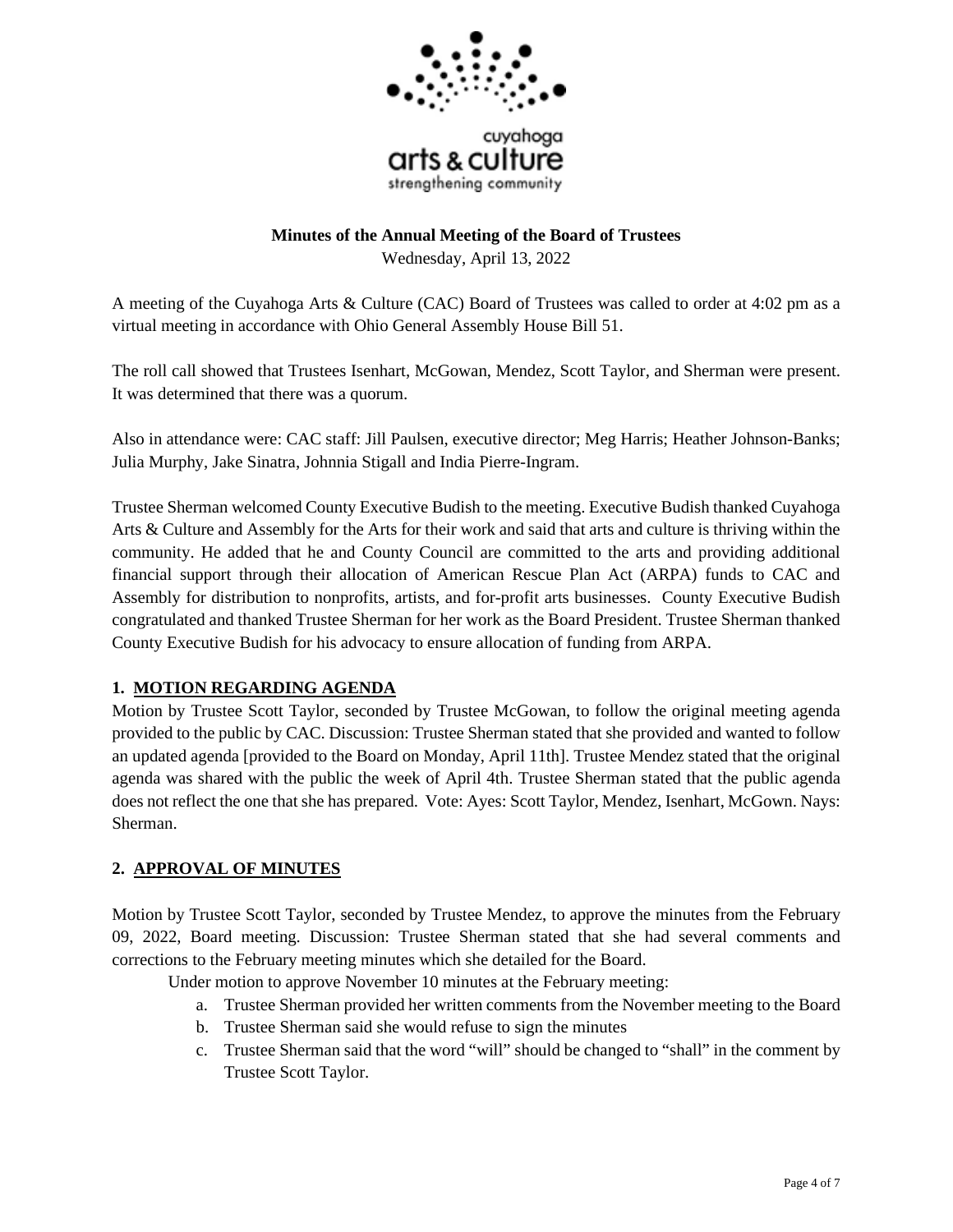cuyahoga
arts & culture
strengthening community

**Minutes of the Annual Meeting of the Board of Trustees**
Wednesday, April 13, 2022

A meeting of the Cuyahoga Arts & Culture (CAC) Board of Trustees was called to order at 4:02 pm as a virtual meeting in accordance with Ohio General Assembly House Bill 51.

The roll call showed that Trustees Isenhart, McGowan, Mendez, Scott Taylor, and Sherman were present. It was determined that there was a quorum.

Also in attendance were: CAC staff: Jill Paulsen, executive director; Meg Harris; Heather Johnson-Banks; Julia Murphy, Jake Sinatra, Johnnia Stigall and India Pierre-Ingram.

Trustee Sherman welcomed County Executive Budish to the meeting. Executive Budish thanked Cuyahoga Arts & Culture and Assembly for the Arts for their work and said that arts and culture is thriving within the community. He added that he and County Council are committed to the arts and providing additional financial support through their allocation of American Rescue Plan Act (ARPA) funds to CAC and Assembly for distribution to nonprofits, artists, and for-profit arts businesses. County Executive Budish congratulated and thanked Trustee Sherman for her work as the Board President. Trustee Sherman thanked County Executive Budish for his advocacy to ensure allocation of funding from ARPA.

**1. MOTION REGARDING AGENDA**

Motion by Trustee Scott Taylor, seconded by Trustee McGowan, to follow the original meeting agenda provided to the public by CAC. Discussion: Trustee Sherman stated that she provided and wanted to follow an updated agenda [provided to the Board on Monday, April 11th]. Trustee Mendez stated that the original agenda was shared with the public the week of April 4th. Trustee Sherman stated that the public agenda does not reflect the one that she has prepared. Vote: Ayes: Scott Taylor, Mendez, Isenhart, McGown. Nays: Sherman.

**2. APPROVAL OF MINUTES**

Motion by Trustee Scott Taylor, seconded by Trustee Mendez, to approve the minutes from the February 09, 2022, Board meeting. Discussion: Trustee Sherman stated that she had several comments and corrections to the February meeting minutes which she detailed for the Board.

Under motion to approve November 10 minutes at the February meeting:

a. Trustee Sherman provided her written comments from the November meeting to the Board
b. Trustee Sherman said she would refuse to sign the minutes
c. Trustee Sherman said that the word "will" should be changed to "shall" in the comment by Trustee Scott Taylor.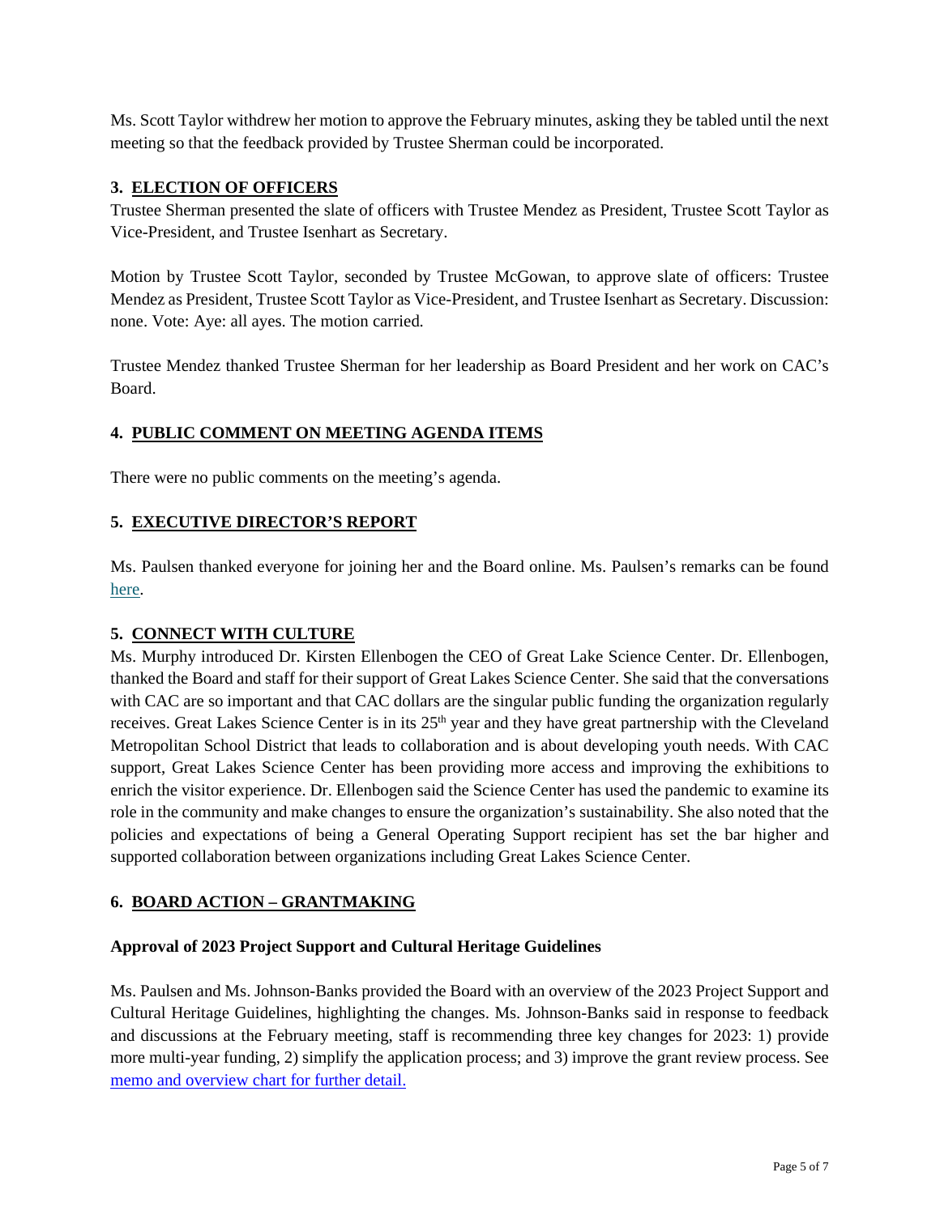Ms. Scott Taylor withdrew her motion to approve the February minutes, asking they be tabled until the next meeting so that the feedback provided by Trustee Sherman could be incorporated.

## 3. ELECTION OF OFFICERS

Trustee Sherman presented the slate of officers with Trustee Mendez as President, Trustee Scott Taylor as Vice-President, and Trustee Isenhart as Secretary.

Motion by Trustee Scott Taylor, seconded by Trustee McGowan, to approve slate of officers: Trustee Mendez as President, Trustee Scott Taylor as Vice-President, and Trustee Isenhart as Secretary. Discussion: none. Vote: Aye: all ayes. The motion carried.

Trustee Mendez thanked Trustee Sherman for her leadership as Board President and her work on CAC's Board.

## 4. PUBLIC COMMENT ON MEETING AGENDA ITEMS

There were no public comments on the meeting's agenda.

## 5. EXECUTIVE DIRECTOR'S REPORT

Ms. Paulsen thanked everyone for joining her and the Board online. Ms. Paulsen's remarks can be found here.

## 5. CONNECT WITH CULTURE

Ms. Murphy introduced Dr. Kirsten Ellenbogen the CEO of Great Lake Science Center. Dr. Ellenbogen, thanked the Board and staff for their support of Great Lakes Science Center. She said that the conversations with CAC are so important and that CAC dollars are the singular public funding the organization regularly receives. Great Lakes Science Center is in its 25th year and they have great partnership with the Cleveland Metropolitan School District that leads to collaboration and is about developing youth needs. With CAC support, Great Lakes Science Center has been providing more access and improving the exhibitions to enrich the visitor experience. Dr. Ellenbogen said the Science Center has used the pandemic to examine its role in the community and make changes to ensure the organization's sustainability. She also noted that the policies and expectations of being a General Operating Support recipient has set the bar higher and supported collaboration between organizations including Great Lakes Science Center.

## 6. BOARD ACTION – GRANTMAKING

**Approval of 2023 Project Support and Cultural Heritage Guidelines**

Ms. Paulsen and Ms. Johnson-Banks provided the Board with an overview of the 2023 Project Support and Cultural Heritage Guidelines, highlighting the changes. Ms. Johnson-Banks said in response to feedback and discussions at the February meeting, staff is recommending three key changes for 2023: 1) provide more multi-year funding, 2) simplify the application process; and 3) improve the grant review process. See memo and overview chart for further detail.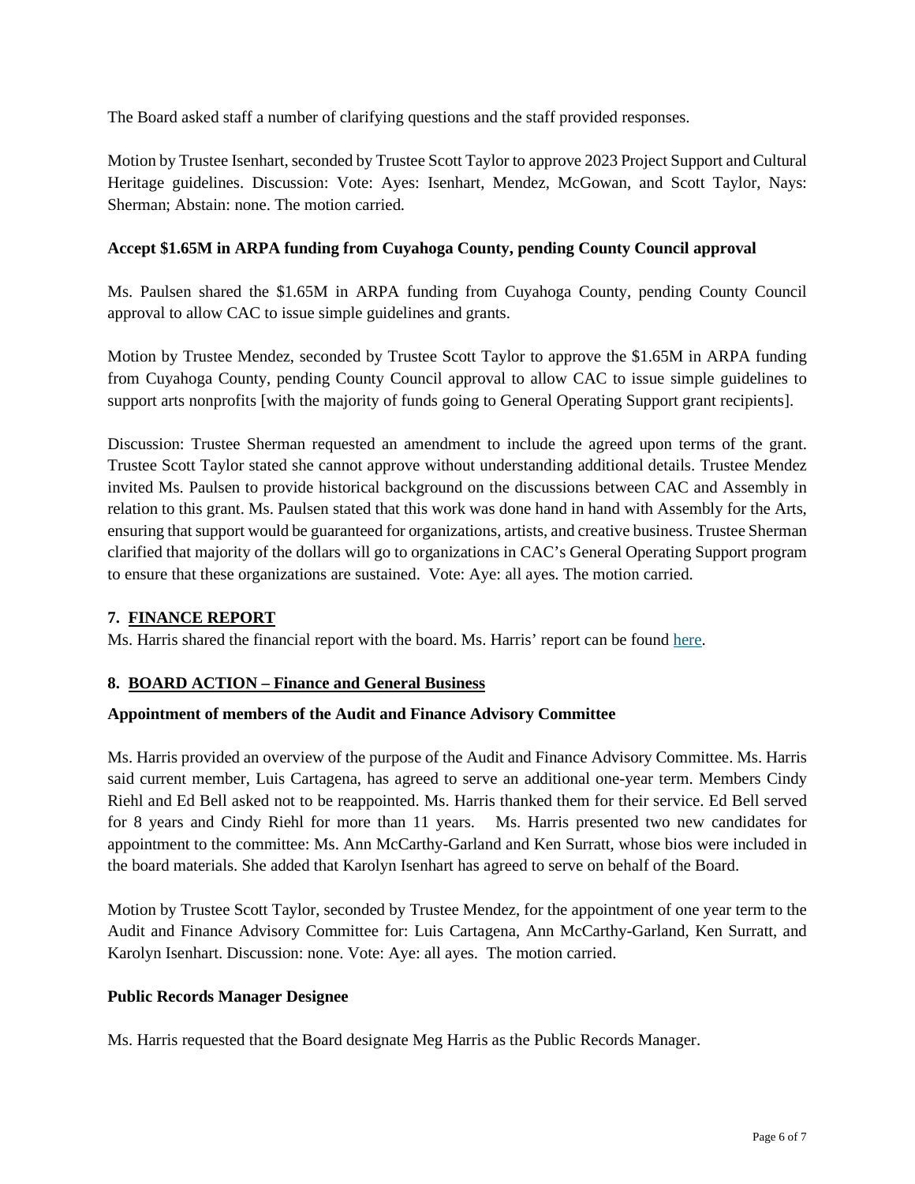The Board asked staff a number of clarifying questions and the staff provided responses.

Motion by Trustee Isenhart, seconded by Trustee Scott Taylor to approve 2023 Project Support and Cultural Heritage guidelines. Discussion: Vote: Ayes: Isenhart, Mendez, McGowan, and Scott Taylor, Nays: Sherman; Abstain: none. The motion carried.

**Accept $1.65M in ARPA funding from Cuyahoga County, pending County Council approval**

Ms. Paulsen shared the $1.65M in ARPA funding from Cuyahoga County, pending County Council approval to allow CAC to issue simple guidelines and grants.

Motion by Trustee Mendez, seconded by Trustee Scott Taylor to approve the $1.65M in ARPA funding from Cuyahoga County, pending County Council approval to allow CAC to issue simple guidelines to support arts nonprofits [with the majority of funds going to General Operating Support grant recipients].

Discussion: Trustee Sherman requested an amendment to include the agreed upon terms of the grant. Trustee Scott Taylor stated she cannot approve without understanding additional details. Trustee Mendez invited Ms. Paulsen to provide historical background on the discussions between CAC and Assembly in relation to this grant. Ms. Paulsen stated that this work was done hand in hand with Assembly for the Arts, ensuring that support would be guaranteed for organizations, artists, and creative business. Trustee Sherman clarified that majority of the dollars will go to organizations in CAC's General Operating Support program to ensure that these organizations are sustained. Vote: Aye: all ayes. The motion carried.

## 7. FINANCE REPORT

Ms. Harris shared the financial report with the board. Ms. Harris' report can be found here.

## 8. BOARD ACTION – Finance and General Business

**Appointment of members of the Audit and Finance Advisory Committee**

Ms. Harris provided an overview of the purpose of the Audit and Finance Advisory Committee. Ms. Harris said current member, Luis Cartagena, has agreed to serve an additional one-year term. Members Cindy Riehl and Ed Bell asked not to be reappointed. Ms. Harris thanked them for their service. Ed Bell served for 8 years and Cindy Riehl for more than 11 years. Ms. Harris presented two new candidates for appointment to the committee: Ms. Ann McCarthy-Garland and Ken Surratt, whose bios were included in the board materials. She added that Karolyn Isenhart has agreed to serve on behalf of the Board.

Motion by Trustee Scott Taylor, seconded by Trustee Mendez, for the appointment of one year term to the Audit and Finance Advisory Committee for: Luis Cartagena, Ann McCarthy-Garland, Ken Surratt, and Karolyn Isenhart. Discussion: none. Vote: Aye: all ayes. The motion carried.

**Public Records Manager Designee**

Ms. Harris requested that the Board designate Meg Harris as the Public Records Manager.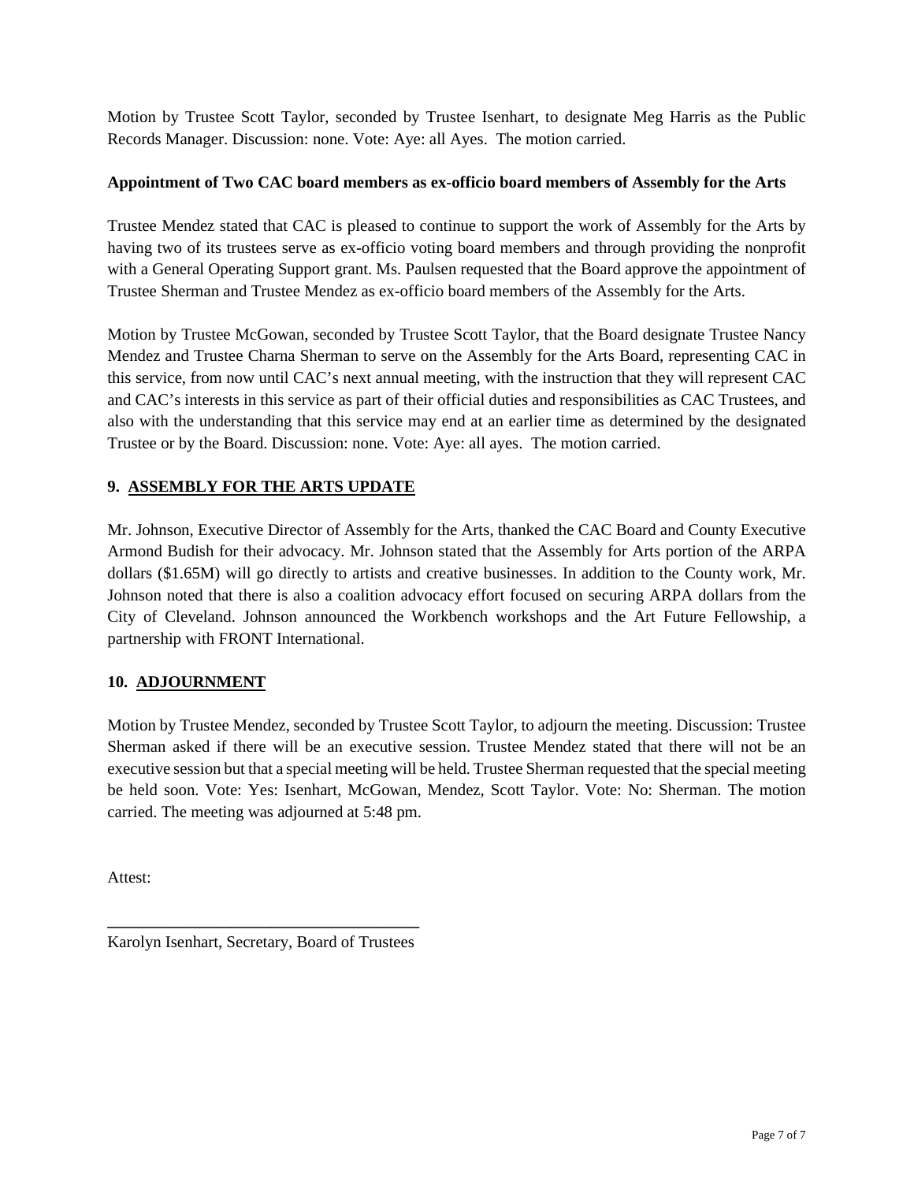Motion by Trustee Scott Taylor, seconded by Trustee Isenhart, to designate Meg Harris as the Public Records Manager. Discussion: none. Vote: Aye: all Ayes. The motion carried.

**Appointment of Two CAC board members as ex-officio board members of Assembly for the Arts**

Trustee Mendez stated that CAC is pleased to continue to support the work of Assembly for the Arts by having two of its trustees serve as ex-officio voting board members and through providing the nonprofit with a General Operating Support grant. Ms. Paulsen requested that the Board approve the appointment of Trustee Sherman and Trustee Mendez as ex-officio board members of the Assembly for the Arts.

Motion by Trustee McGowan, seconded by Trustee Scott Taylor, that the Board designate Trustee Nancy Mendez and Trustee Charna Sherman to serve on the Assembly for the Arts Board, representing CAC in this service, from now until CAC's next annual meeting, with the instruction that they will represent CAC and CAC's interests in this service as part of their official duties and responsibilities as CAC Trustees, and also with the understanding that this service may end at an earlier time as determined by the designated Trustee or by the Board. Discussion: none. Vote: Aye: all ayes. The motion carried.

## 9. ASSEMBLY FOR THE ARTS UPDATE

Mr. Johnson, Executive Director of Assembly for the Arts, thanked the CAC Board and County Executive Armond Budish for their advocacy. Mr. Johnson stated that the Assembly for Arts portion of the ARPA dollars ($1.65M) will go directly to artists and creative businesses. In addition to the County work, Mr. Johnson noted that there is also a coalition advocacy effort focused on securing ARPA dollars from the City of Cleveland. Johnson announced the Workbench workshops and the Art Future Fellowship, a partnership with FRONT International.

## 10. ADJOURNMENT

Motion by Trustee Mendez, seconded by Trustee Scott Taylor, to adjourn the meeting. Discussion: Trustee Sherman asked if there will be an executive session. Trustee Mendez stated that there will not be an executive session but that a special meeting will be held. Trustee Sherman requested that the special meeting be held soon. Vote: Yes: Isenhart, McGowan, Mendez, Scott Taylor. Vote: No: Sherman. The motion carried. The meeting was adjourned at 5:48 pm.

Attest:

\_\_\_\_\_\_\_\_\_\_\_\_\_\_\_\_\_\_\_\_\_\_\_\_\_\_\_\_\_\_\_\_\_\_\_\_

Karolyn Isenhart, Secretary, Board of Trustees